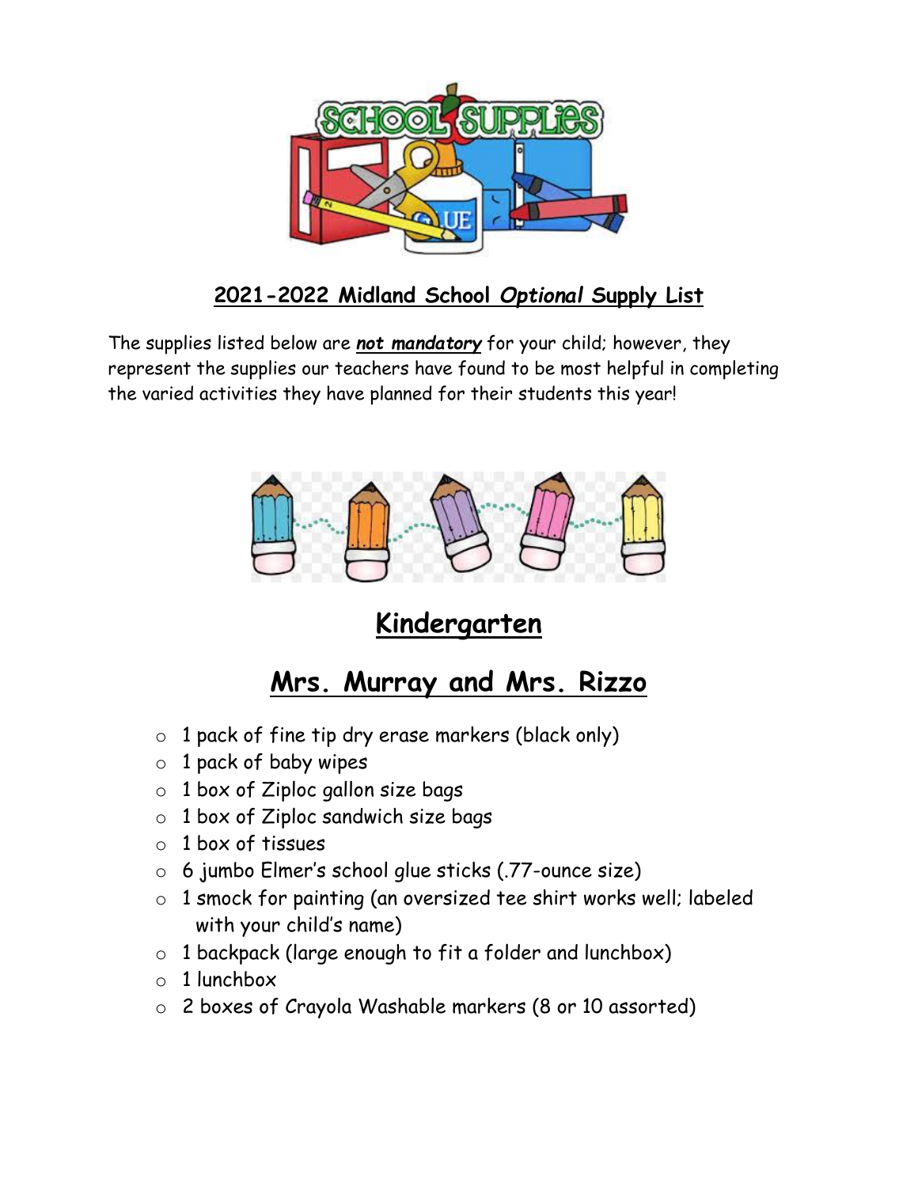## 2021-2022 Midland School *Optional* Supply List

The supplies listed below are ***not mandatory*** for your child; however, they represent the supplies our teachers have found to be most helpful in completing the varied activities they have planned for their students this year!

# Kindergarten

# Mrs. Murray and Mrs. Rizzo

- 1 pack of fine tip dry erase markers (black only)
- 1 pack of baby wipes
- 1 box of Ziploc gallon size bags
- 1 box of Ziploc sandwich size bags
- 1 box of tissues
- 6 jumbo Elmer's school glue sticks (.77-ounce size)
- 1 smock for painting (an oversized tee shirt works well; labeled with your child's name)
- 1 backpack (large enough to fit a folder and lunchbox)
- 1 lunchbox
- 2 boxes of Crayola Washable markers (8 or 10 assorted)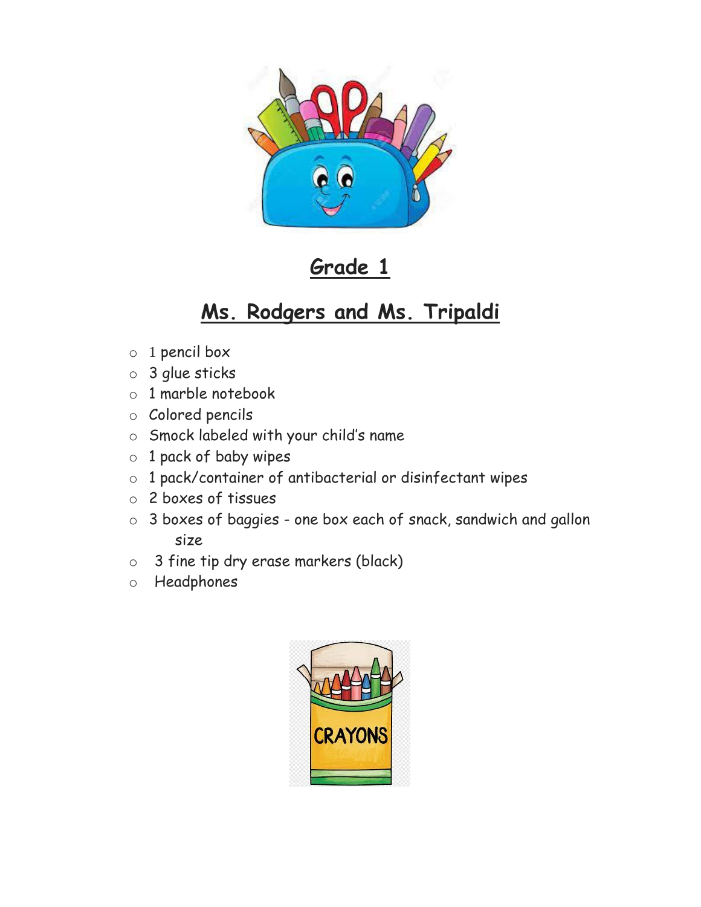## Grade 1

## Ms. Rodgers and Ms. Tripaldi

- 1 pencil box
- 3 glue sticks
- 1 marble notebook
- Colored pencils
- Smock labeled with your child's name
- 1 pack of baby wipes
- 1 pack/container of antibacterial or disinfectant wipes
- 2 boxes of tissues
- 3 boxes of baggies - one box each of snack, sandwich and gallon size
- 3 fine tip dry erase markers (black)
- Headphones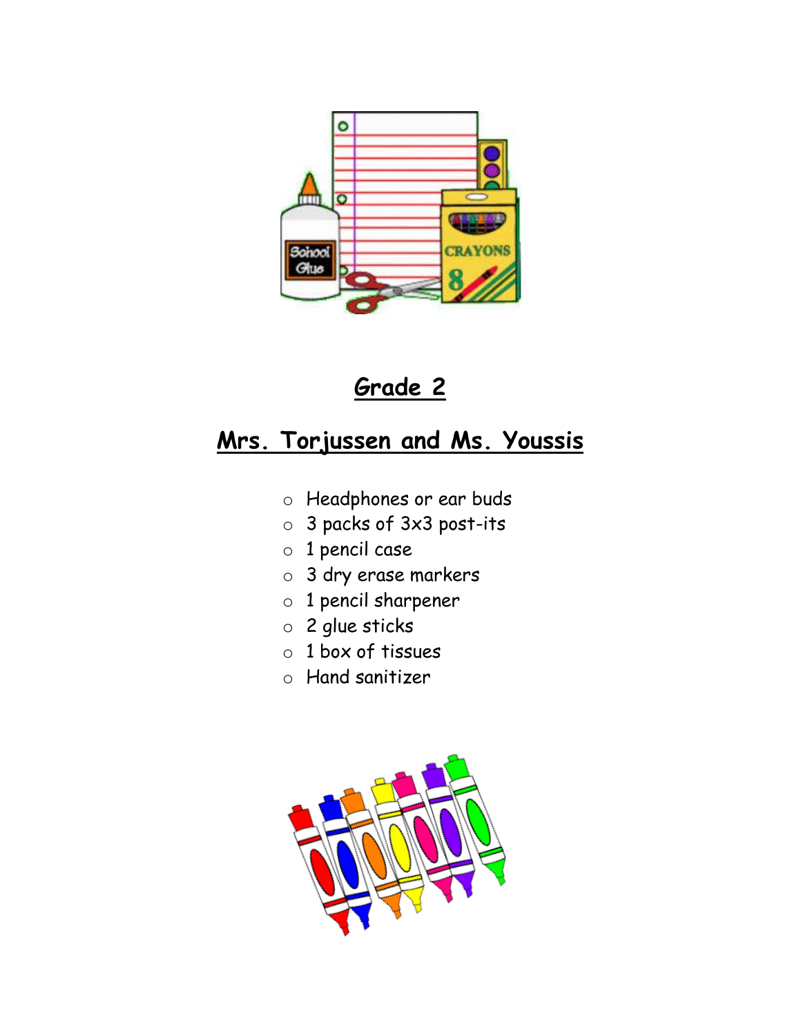## Grade 2

## Mrs. Torjussen and Ms. Youssis

- Headphones or ear buds
- 3 packs of 3x3 post-its
- 1 pencil case
- 3 dry erase markers
- 1 pencil sharpener
- 2 glue sticks
- 1 box of tissues
- Hand sanitizer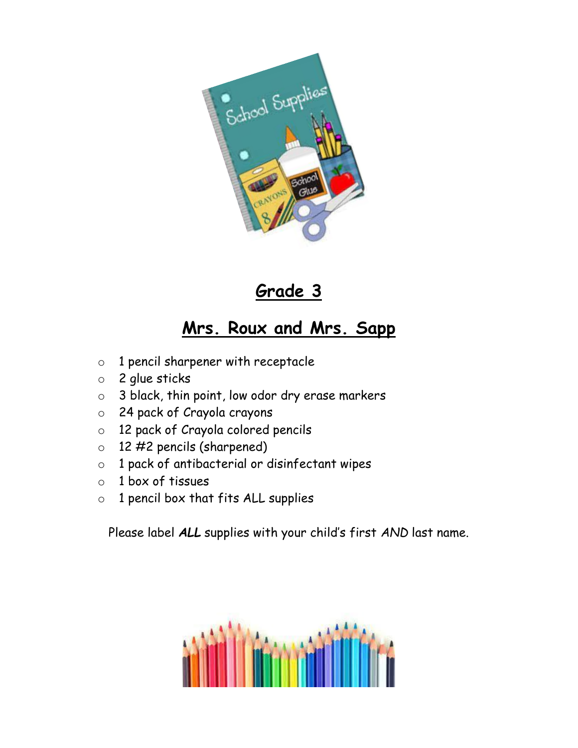# Grade 3

## Mrs. Roux and Mrs. Sapp

- 1 pencil sharpener with receptacle
- 2 glue sticks
- 3 black, thin point, low odor dry erase markers
- 24 pack of Crayola crayons
- 12 pack of Crayola colored pencils
- 12 #2 pencils (sharpened)
- 1 pack of antibacterial or disinfectant wipes
- 1 box of tissues
- 1 pencil box that fits ALL supplies

Please label ***ALL*** supplies with your child's first *AND* last name.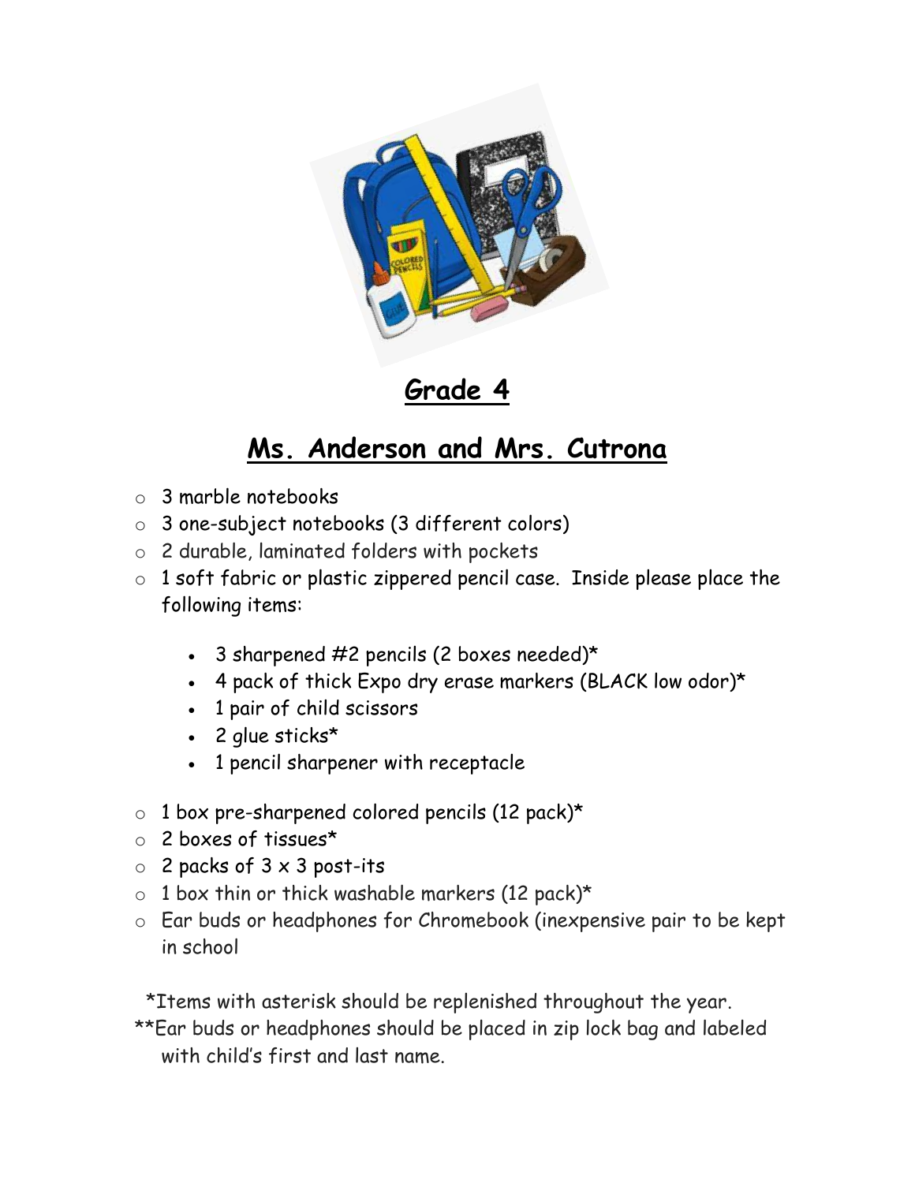# Grade 4

## Ms. Anderson and Mrs. Cutrona

- 3 marble notebooks
- 3 one-subject notebooks (3 different colors)
- 2 durable, laminated folders with pockets
- 1 soft fabric or plastic zippered pencil case. Inside please place the following items:
  - 3 sharpened #2 pencils (2 boxes needed)*
  - 4 pack of thick Expo dry erase markers (BLACK low odor)*
  - 1 pair of child scissors
  - 2 glue sticks*
  - 1 pencil sharpener with receptacle
- 1 box pre-sharpened colored pencils (12 pack)*
- 2 boxes of tissues*
- 2 packs of 3 x 3 post-its
- 1 box thin or thick washable markers (12 pack)*
- Ear buds or headphones for Chromebook (inexpensive pair to be kept in school

*Items with asterisk should be replenished throughout the year.

**Ear buds or headphones should be placed in zip lock bag and labeled with child's first and last name.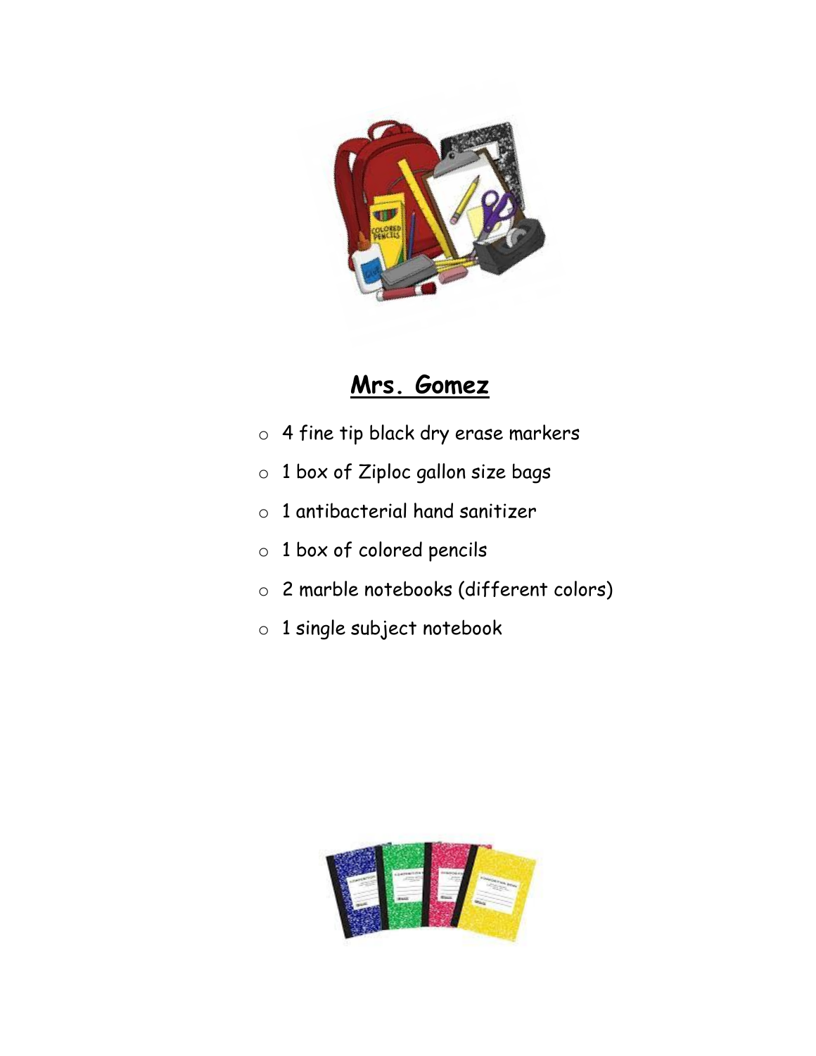## Mrs. Gomez

- 4 fine tip black dry erase markers
- 1 box of Ziploc gallon size bags
- 1 antibacterial hand sanitizer
- 1 box of colored pencils
- 2 marble notebooks (different colors)
- 1 single subject notebook